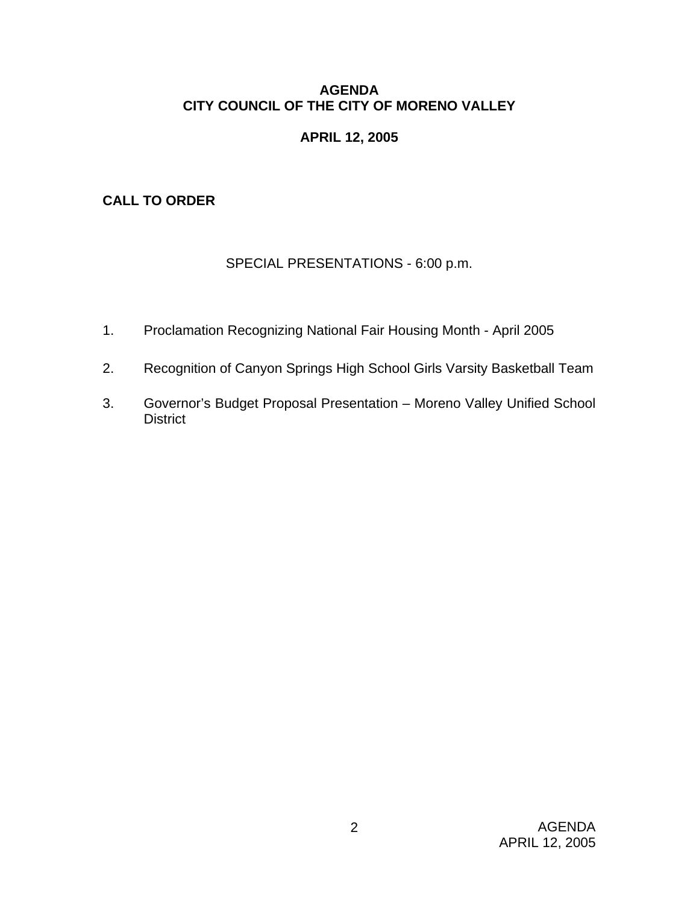# AGENDA
# CITY COUNCIL OF THE CITY OF MORENO VALLEY

## APRIL 12, 2005

## CALL TO ORDER

SPECIAL PRESENTATIONS - 6:00 p.m.

1. Proclamation Recognizing National Fair Housing Month - April 2005
2. Recognition of Canyon Springs High School Girls Varsity Basketball Team
3. Governor's Budget Proposal Presentation – Moreno Valley Unified School District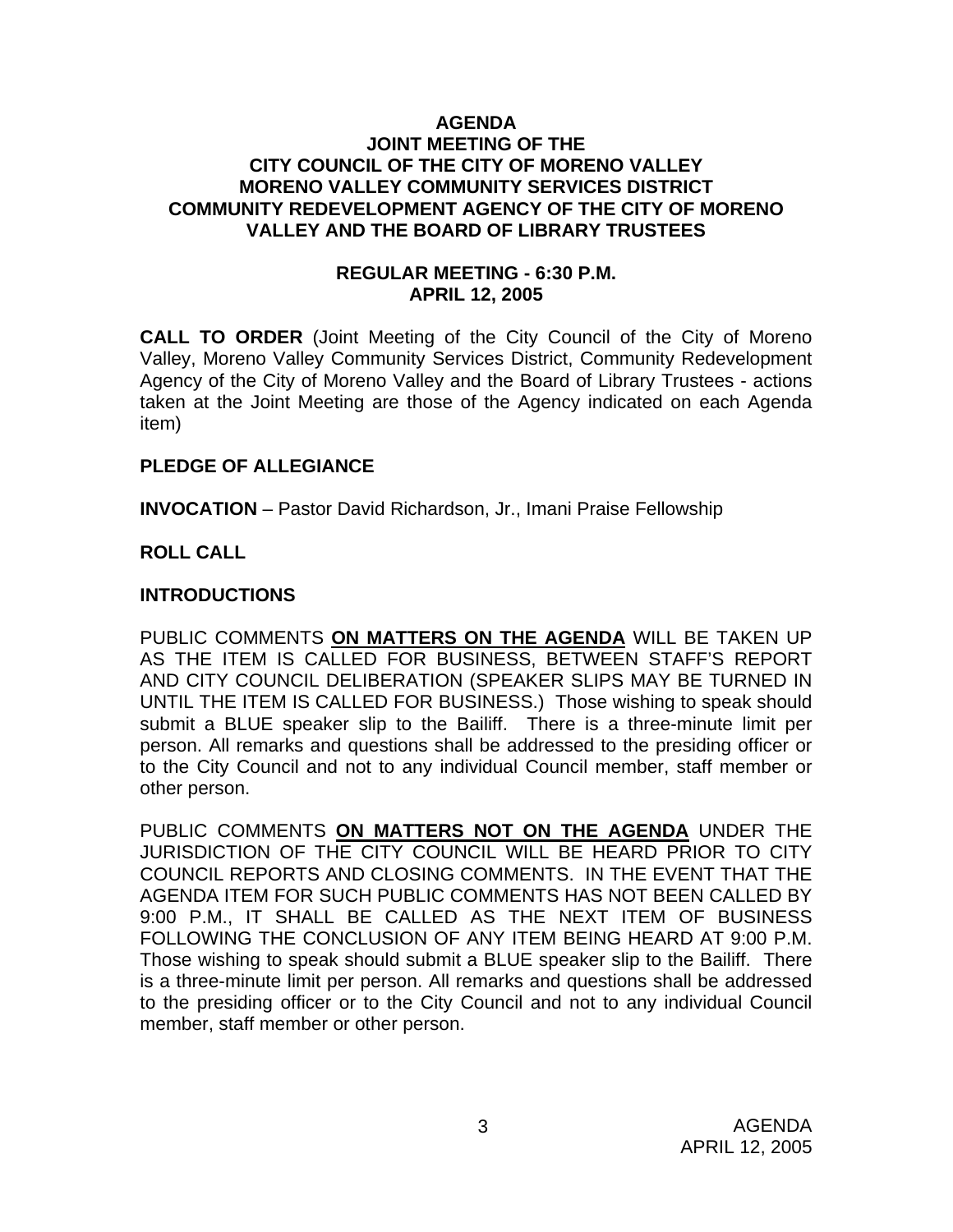# AGENDA
## JOINT MEETING OF THE CITY COUNCIL OF THE CITY OF MORENO VALLEY MORENO VALLEY COMMUNITY SERVICES DISTRICT COMMUNITY REDEVELOPMENT AGENCY OF THE CITY OF MORENO VALLEY AND THE BOARD OF LIBRARY TRUSTEES

### REGULAR MEETING - 6:30 P.M.
### APRIL 12, 2005

**CALL TO ORDER** (Joint Meeting of the City Council of the City of Moreno Valley, Moreno Valley Community Services District, Community Redevelopment Agency of the City of Moreno Valley and the Board of Library Trustees - actions taken at the Joint Meeting are those of the Agency indicated on each Agenda item)

**PLEDGE OF ALLEGIANCE**

**INVOCATION** – Pastor David Richardson, Jr., Imani Praise Fellowship

**ROLL CALL**

**INTRODUCTIONS**

PUBLIC COMMENTS **ON MATTERS ON THE AGENDA** WILL BE TAKEN UP AS THE ITEM IS CALLED FOR BUSINESS, BETWEEN STAFF'S REPORT AND CITY COUNCIL DELIBERATION (SPEAKER SLIPS MAY BE TURNED IN UNTIL THE ITEM IS CALLED FOR BUSINESS.) Those wishing to speak should submit a BLUE speaker slip to the Bailiff. There is a three-minute limit per person. All remarks and questions shall be addressed to the presiding officer or to the City Council and not to any individual Council member, staff member or other person.

PUBLIC COMMENTS **ON MATTERS NOT ON THE AGENDA** UNDER THE JURISDICTION OF THE CITY COUNCIL WILL BE HEARD PRIOR TO CITY COUNCIL REPORTS AND CLOSING COMMENTS. IN THE EVENT THAT THE AGENDA ITEM FOR SUCH PUBLIC COMMENTS HAS NOT BEEN CALLED BY 9:00 P.M., IT SHALL BE CALLED AS THE NEXT ITEM OF BUSINESS FOLLOWING THE CONCLUSION OF ANY ITEM BEING HEARD AT 9:00 P.M. Those wishing to speak should submit a BLUE speaker slip to the Bailiff. There is a three-minute limit per person. All remarks and questions shall be addressed to the presiding officer or to the City Council and not to any individual Council member, staff member or other person.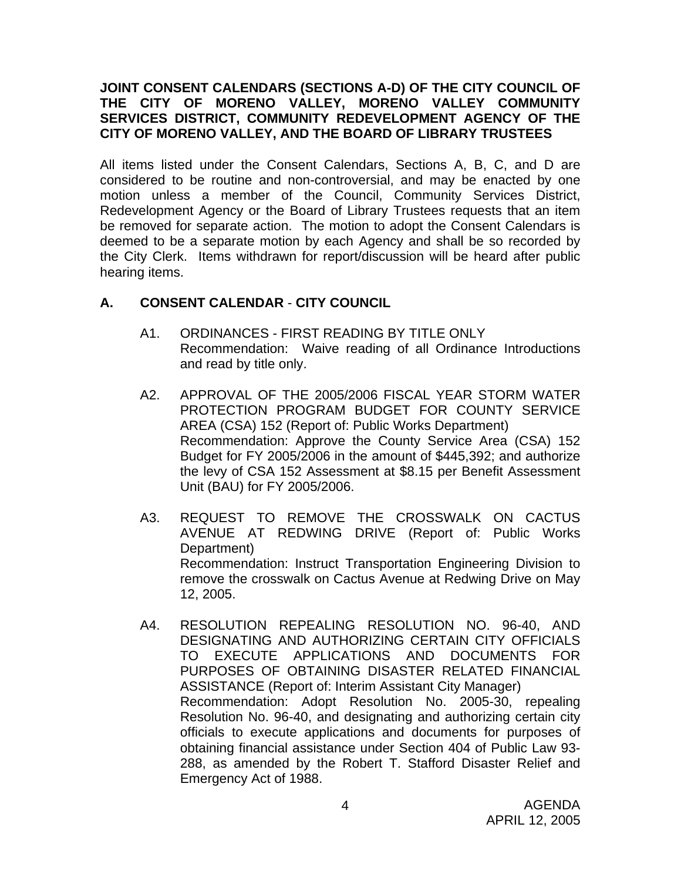**JOINT CONSENT CALENDARS (SECTIONS A-D) OF THE CITY COUNCIL OF THE CITY OF MORENO VALLEY, MORENO VALLEY COMMUNITY SERVICES DISTRICT, COMMUNITY REDEVELOPMENT AGENCY OF THE CITY OF MORENO VALLEY, AND THE BOARD OF LIBRARY TRUSTEES**

All items listed under the Consent Calendars, Sections A, B, C, and D are considered to be routine and non-controversial, and may be enacted by one motion unless a member of the Council, Community Services District, Redevelopment Agency or the Board of Library Trustees requests that an item be removed for separate action. The motion to adopt the Consent Calendars is deemed to be a separate motion by each Agency and shall be so recorded by the City Clerk. Items withdrawn for report/discussion will be heard after public hearing items.

## A. CONSENT CALENDAR - CITY COUNCIL

A1. ORDINANCES - FIRST READING BY TITLE ONLY
Recommendation: Waive reading of all Ordinance Introductions and read by title only.

A2. APPROVAL OF THE 2005/2006 FISCAL YEAR STORM WATER PROTECTION PROGRAM BUDGET FOR COUNTY SERVICE AREA (CSA) 152 (Report of: Public Works Department)
Recommendation: Approve the County Service Area (CSA) 152 Budget for FY 2005/2006 in the amount of $445,392; and authorize the levy of CSA 152 Assessment at $8.15 per Benefit Assessment Unit (BAU) for FY 2005/2006.

A3. REQUEST TO REMOVE THE CROSSWALK ON CACTUS AVENUE AT REDWING DRIVE (Report of: Public Works Department)
Recommendation: Instruct Transportation Engineering Division to remove the crosswalk on Cactus Avenue at Redwing Drive on May 12, 2005.

A4. RESOLUTION REPEALING RESOLUTION NO. 96-40, AND DESIGNATING AND AUTHORIZING CERTAIN CITY OFFICIALS TO EXECUTE APPLICATIONS AND DOCUMENTS FOR PURPOSES OF OBTAINING DISASTER RELATED FINANCIAL ASSISTANCE (Report of: Interim Assistant City Manager)
Recommendation: Adopt Resolution No. 2005-30, repealing Resolution No. 96-40, and designating and authorizing certain city officials to execute applications and documents for purposes of obtaining financial assistance under Section 404 of Public Law 93-288, as amended by the Robert T. Stafford Disaster Relief and Emergency Act of 1988.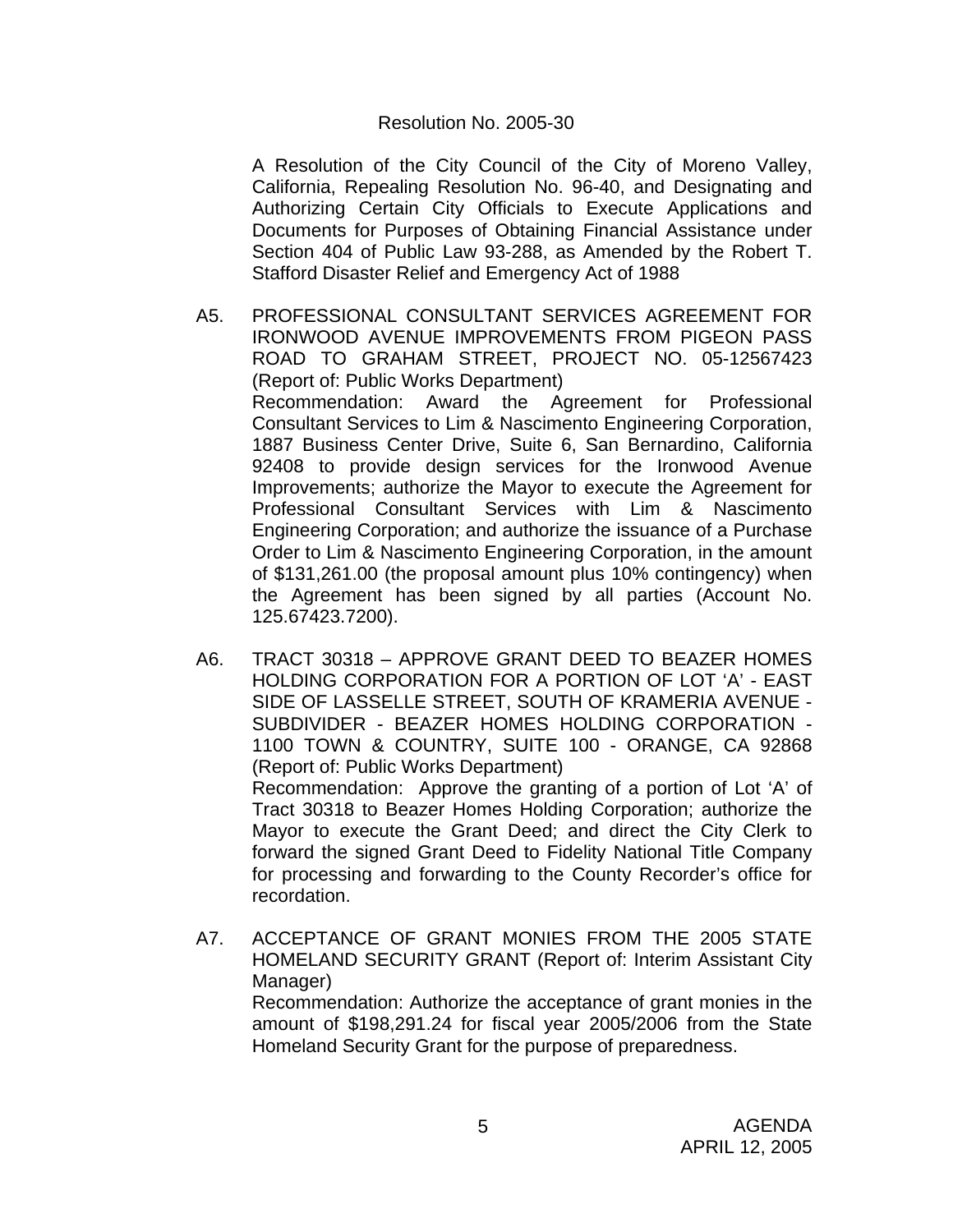Resolution No. 2005-30

A Resolution of the City Council of the City of Moreno Valley, California, Repealing Resolution No. 96-40, and Designating and Authorizing Certain City Officials to Execute Applications and Documents for Purposes of Obtaining Financial Assistance under Section 404 of Public Law 93-288, as Amended by the Robert T. Stafford Disaster Relief and Emergency Act of 1988

A5. PROFESSIONAL CONSULTANT SERVICES AGREEMENT FOR IRONWOOD AVENUE IMPROVEMENTS FROM PIGEON PASS ROAD TO GRAHAM STREET, PROJECT NO. 05-12567423 (Report of: Public Works Department)
Recommendation: Award the Agreement for Professional Consultant Services to Lim & Nascimento Engineering Corporation, 1887 Business Center Drive, Suite 6, San Bernardino, California 92408 to provide design services for the Ironwood Avenue Improvements; authorize the Mayor to execute the Agreement for Professional Consultant Services with Lim & Nascimento Engineering Corporation; and authorize the issuance of a Purchase Order to Lim & Nascimento Engineering Corporation, in the amount of $131,261.00 (the proposal amount plus 10% contingency) when the Agreement has been signed by all parties (Account No. 125.67423.7200).

A6. TRACT 30318 – APPROVE GRANT DEED TO BEAZER HOMES HOLDING CORPORATION FOR A PORTION OF LOT 'A' - EAST SIDE OF LASSELLE STREET, SOUTH OF KRAMERIA AVENUE - SUBDIVIDER - BEAZER HOMES HOLDING CORPORATION - 1100 TOWN & COUNTRY, SUITE 100 - ORANGE, CA 92868 (Report of: Public Works Department)
Recommendation: Approve the granting of a portion of Lot 'A' of Tract 30318 to Beazer Homes Holding Corporation; authorize the Mayor to execute the Grant Deed; and direct the City Clerk to forward the signed Grant Deed to Fidelity National Title Company for processing and forwarding to the County Recorder's office for recordation.

A7. ACCEPTANCE OF GRANT MONIES FROM THE 2005 STATE HOMELAND SECURITY GRANT (Report of: Interim Assistant City Manager)
Recommendation: Authorize the acceptance of grant monies in the amount of $198,291.24 for fiscal year 2005/2006 from the State Homeland Security Grant for the purpose of preparedness.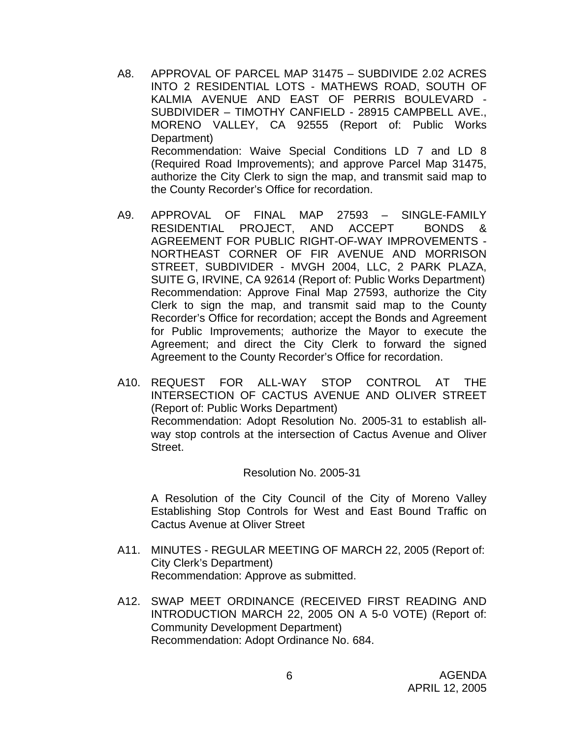A8. APPROVAL OF PARCEL MAP 31475 – SUBDIVIDE 2.02 ACRES INTO 2 RESIDENTIAL LOTS - MATHEWS ROAD, SOUTH OF KALMIA AVENUE AND EAST OF PERRIS BOULEVARD - SUBDIVIDER – TIMOTHY CANFIELD - 28915 CAMPBELL AVE., MORENO VALLEY, CA 92555 (Report of: Public Works Department)
Recommendation: Waive Special Conditions LD 7 and LD 8 (Required Road Improvements); and approve Parcel Map 31475, authorize the City Clerk to sign the map, and transmit said map to the County Recorder's Office for recordation.

A9. APPROVAL OF FINAL MAP 27593 – SINGLE-FAMILY RESIDENTIAL PROJECT, AND ACCEPT BONDS & AGREEMENT FOR PUBLIC RIGHT-OF-WAY IMPROVEMENTS - NORTHEAST CORNER OF FIR AVENUE AND MORRISON STREET, SUBDIVIDER - MVGH 2004, LLC, 2 PARK PLAZA, SUITE G, IRVINE, CA 92614 (Report of: Public Works Department)
Recommendation: Approve Final Map 27593, authorize the City Clerk to sign the map, and transmit said map to the County Recorder's Office for recordation; accept the Bonds and Agreement for Public Improvements; authorize the Mayor to execute the Agreement; and direct the City Clerk to forward the signed Agreement to the County Recorder's Office for recordation.

A10. REQUEST FOR ALL-WAY STOP CONTROL AT THE INTERSECTION OF CACTUS AVENUE AND OLIVER STREET (Report of: Public Works Department)
Recommendation: Adopt Resolution No. 2005-31 to establish all-way stop controls at the intersection of Cactus Avenue and Oliver Street.

Resolution No. 2005-31

A Resolution of the City Council of the City of Moreno Valley Establishing Stop Controls for West and East Bound Traffic on Cactus Avenue at Oliver Street

A11. MINUTES - REGULAR MEETING OF MARCH 22, 2005 (Report of: City Clerk's Department)
Recommendation: Approve as submitted.

A12. SWAP MEET ORDINANCE (RECEIVED FIRST READING AND INTRODUCTION MARCH 22, 2005 ON A 5-0 VOTE) (Report of: Community Development Department)
Recommendation: Adopt Ordinance No. 684.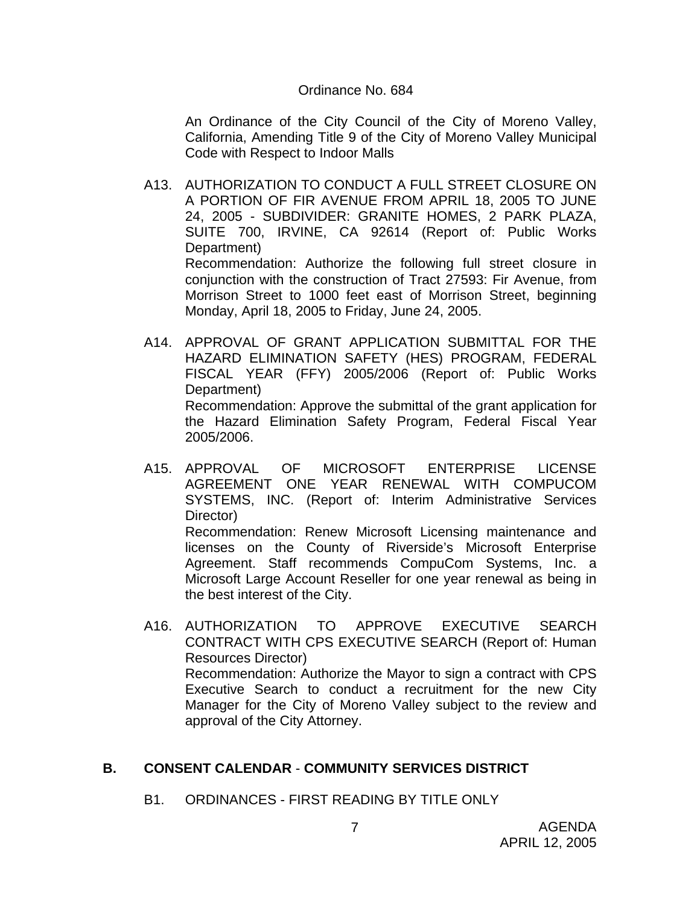Ordinance No. 684

An Ordinance of the City Council of the City of Moreno Valley, California, Amending Title 9 of the City of Moreno Valley Municipal Code with Respect to Indoor Malls

A13. AUTHORIZATION TO CONDUCT A FULL STREET CLOSURE ON A PORTION OF FIR AVENUE FROM APRIL 18, 2005 TO JUNE 24, 2005 - SUBDIVIDER: GRANITE HOMES, 2 PARK PLAZA, SUITE 700, IRVINE, CA 92614 (Report of: Public Works Department)
Recommendation: Authorize the following full street closure in conjunction with the construction of Tract 27593: Fir Avenue, from Morrison Street to 1000 feet east of Morrison Street, beginning Monday, April 18, 2005 to Friday, June 24, 2005.

A14. APPROVAL OF GRANT APPLICATION SUBMITTAL FOR THE HAZARD ELIMINATION SAFETY (HES) PROGRAM, FEDERAL FISCAL YEAR (FFY) 2005/2006 (Report of: Public Works Department)
Recommendation: Approve the submittal of the grant application for the Hazard Elimination Safety Program, Federal Fiscal Year 2005/2006.

A15. APPROVAL OF MICROSOFT ENTERPRISE LICENSE AGREEMENT ONE YEAR RENEWAL WITH COMPUCOM SYSTEMS, INC. (Report of: Interim Administrative Services Director)
Recommendation: Renew Microsoft Licensing maintenance and licenses on the County of Riverside's Microsoft Enterprise Agreement. Staff recommends CompuCom Systems, Inc. a Microsoft Large Account Reseller for one year renewal as being in the best interest of the City.

A16. AUTHORIZATION TO APPROVE EXECUTIVE SEARCH CONTRACT WITH CPS EXECUTIVE SEARCH (Report of: Human Resources Director)
Recommendation: Authorize the Mayor to sign a contract with CPS Executive Search to conduct a recruitment for the new City Manager for the City of Moreno Valley subject to the review and approval of the City Attorney.

## B. CONSENT CALENDAR - COMMUNITY SERVICES DISTRICT

B1. ORDINANCES - FIRST READING BY TITLE ONLY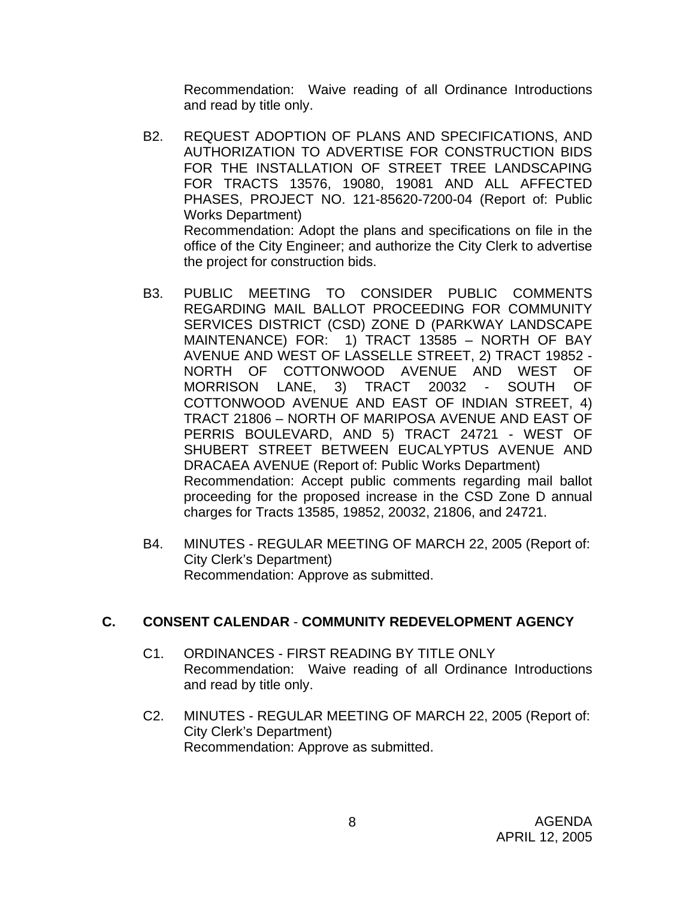Recommendation: Waive reading of all Ordinance Introductions and read by title only.

B2. REQUEST ADOPTION OF PLANS AND SPECIFICATIONS, AND AUTHORIZATION TO ADVERTISE FOR CONSTRUCTION BIDS FOR THE INSTALLATION OF STREET TREE LANDSCAPING FOR TRACTS 13576, 19080, 19081 AND ALL AFFECTED PHASES, PROJECT NO. 121-85620-7200-04 (Report of: Public Works Department)
Recommendation: Adopt the plans and specifications on file in the office of the City Engineer; and authorize the City Clerk to advertise the project for construction bids.

B3. PUBLIC MEETING TO CONSIDER PUBLIC COMMENTS REGARDING MAIL BALLOT PROCEEDING FOR COMMUNITY SERVICES DISTRICT (CSD) ZONE D (PARKWAY LANDSCAPE MAINTENANCE) FOR: 1) TRACT 13585 – NORTH OF BAY AVENUE AND WEST OF LASSELLE STREET, 2) TRACT 19852 - NORTH OF COTTONWOOD AVENUE AND WEST OF MORRISON LANE, 3) TRACT 20032 - SOUTH OF COTTONWOOD AVENUE AND EAST OF INDIAN STREET, 4) TRACT 21806 – NORTH OF MARIPOSA AVENUE AND EAST OF PERRIS BOULEVARD, AND 5) TRACT 24721 - WEST OF SHUBERT STREET BETWEEN EUCALYPTUS AVENUE AND DRACAEA AVENUE (Report of: Public Works Department)
Recommendation: Accept public comments regarding mail ballot proceeding for the proposed increase in the CSD Zone D annual charges for Tracts 13585, 19852, 20032, 21806, and 24721.

B4. MINUTES - REGULAR MEETING OF MARCH 22, 2005 (Report of: City Clerk's Department)
Recommendation: Approve as submitted.

## C. CONSENT CALENDAR - COMMUNITY REDEVELOPMENT AGENCY

C1. ORDINANCES - FIRST READING BY TITLE ONLY
Recommendation: Waive reading of all Ordinance Introductions and read by title only.

C2. MINUTES - REGULAR MEETING OF MARCH 22, 2005 (Report of: City Clerk's Department)
Recommendation: Approve as submitted.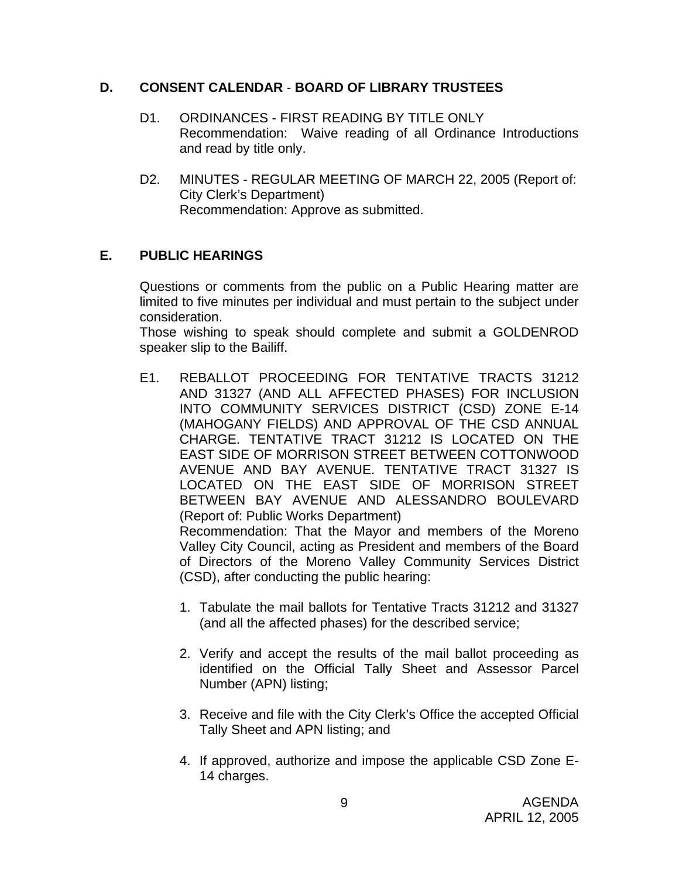## D. CONSENT CALENDAR - BOARD OF LIBRARY TRUSTEES

D1. ORDINANCES - FIRST READING BY TITLE ONLY
Recommendation: Waive reading of all Ordinance Introductions and read by title only.

D2. MINUTES - REGULAR MEETING OF MARCH 22, 2005 (Report of: City Clerk's Department)
Recommendation: Approve as submitted.

## E. PUBLIC HEARINGS

Questions or comments from the public on a Public Hearing matter are limited to five minutes per individual and must pertain to the subject under consideration.
Those wishing to speak should complete and submit a GOLDENROD speaker slip to the Bailiff.

E1. REBALLOT PROCEEDING FOR TENTATIVE TRACTS 31212 AND 31327 (AND ALL AFFECTED PHASES) FOR INCLUSION INTO COMMUNITY SERVICES DISTRICT (CSD) ZONE E-14 (MAHOGANY FIELDS) AND APPROVAL OF THE CSD ANNUAL CHARGE. TENTATIVE TRACT 31212 IS LOCATED ON THE EAST SIDE OF MORRISON STREET BETWEEN COTTONWOOD AVENUE AND BAY AVENUE. TENTATIVE TRACT 31327 IS LOCATED ON THE EAST SIDE OF MORRISON STREET BETWEEN BAY AVENUE AND ALESSANDRO BOULEVARD (Report of: Public Works Department)
Recommendation: That the Mayor and members of the Moreno Valley City Council, acting as President and members of the Board of Directors of the Moreno Valley Community Services District (CSD), after conducting the public hearing:

1. Tabulate the mail ballots for Tentative Tracts 31212 and 31327 (and all the affected phases) for the described service;

2. Verify and accept the results of the mail ballot proceeding as identified on the Official Tally Sheet and Assessor Parcel Number (APN) listing;

3. Receive and file with the City Clerk's Office the accepted Official Tally Sheet and APN listing; and

4. If approved, authorize and impose the applicable CSD Zone E-14 charges.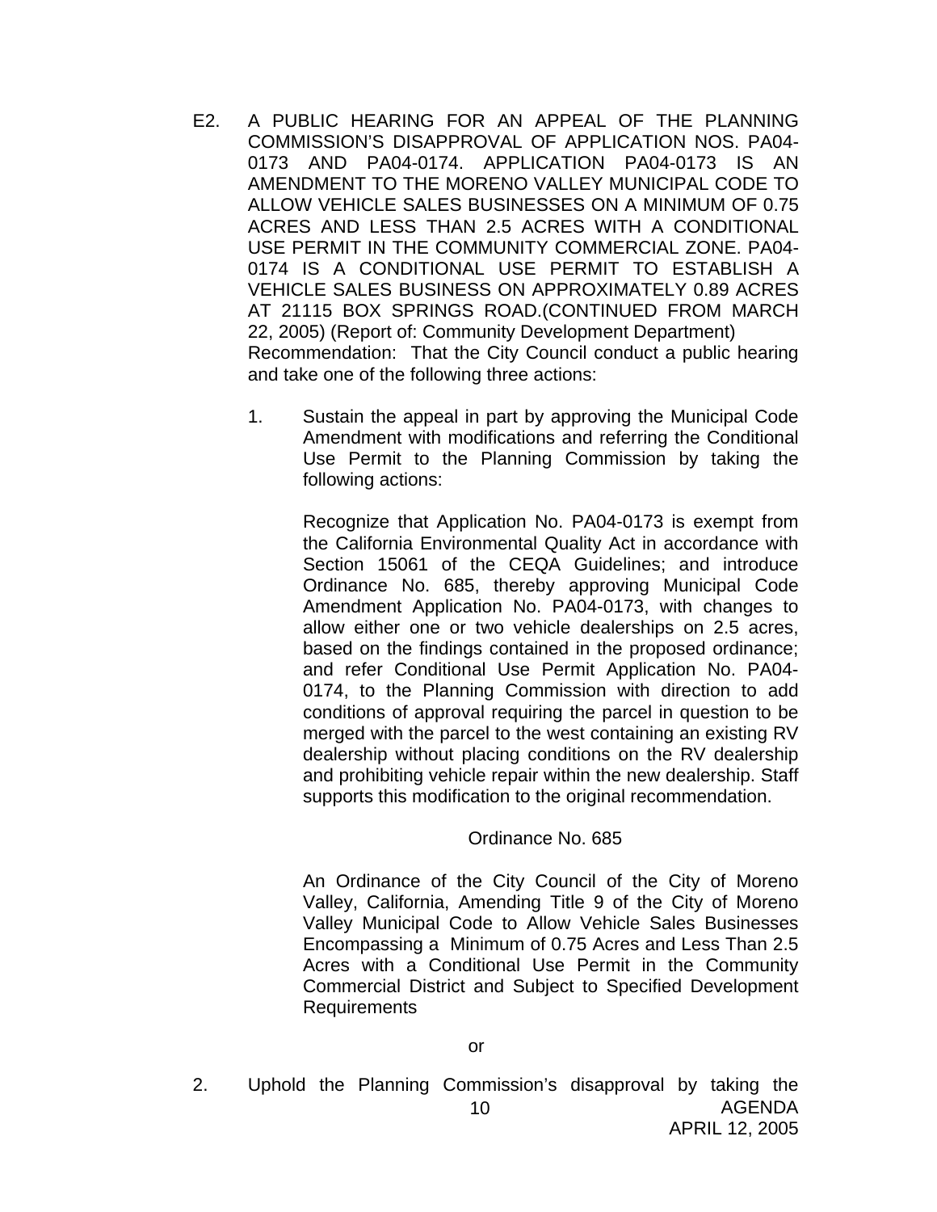E2. A PUBLIC HEARING FOR AN APPEAL OF THE PLANNING COMMISSION'S DISAPPROVAL OF APPLICATION NOS. PA04-0173 AND PA04-0174. APPLICATION PA04-0173 IS AN AMENDMENT TO THE MORENO VALLEY MUNICIPAL CODE TO ALLOW VEHICLE SALES BUSINESSES ON A MINIMUM OF 0.75 ACRES AND LESS THAN 2.5 ACRES WITH A CONDITIONAL USE PERMIT IN THE COMMUNITY COMMERCIAL ZONE. PA04-0174 IS A CONDITIONAL USE PERMIT TO ESTABLISH A VEHICLE SALES BUSINESS ON APPROXIMATELY 0.89 ACRES AT 21115 BOX SPRINGS ROAD.(CONTINUED FROM MARCH 22, 2005) (Report of: Community Development Department)
Recommendation: That the City Council conduct a public hearing and take one of the following three actions:

1. Sustain the appeal in part by approving the Municipal Code Amendment with modifications and referring the Conditional Use Permit to the Planning Commission by taking the following actions:

   Recognize that Application No. PA04-0173 is exempt from the California Environmental Quality Act in accordance with Section 15061 of the CEQA Guidelines; and introduce Ordinance No. 685, thereby approving Municipal Code Amendment Application No. PA04-0173, with changes to allow either one or two vehicle dealerships on 2.5 acres, based on the findings contained in the proposed ordinance; and refer Conditional Use Permit Application No. PA04-0174, to the Planning Commission with direction to add conditions of approval requiring the parcel in question to be merged with the parcel to the west containing an existing RV dealership without placing conditions on the RV dealership and prohibiting vehicle repair within the new dealership. Staff supports this modification to the original recommendation.

   Ordinance No. 685

   An Ordinance of the City Council of the City of Moreno Valley, California, Amending Title 9 of the City of Moreno Valley Municipal Code to Allow Vehicle Sales Businesses Encompassing a Minimum of 0.75 Acres and Less Than 2.5 Acres with a Conditional Use Permit in the Community Commercial District and Subject to Specified Development Requirements

   or

2. Uphold the Planning Commission's disapproval by taking the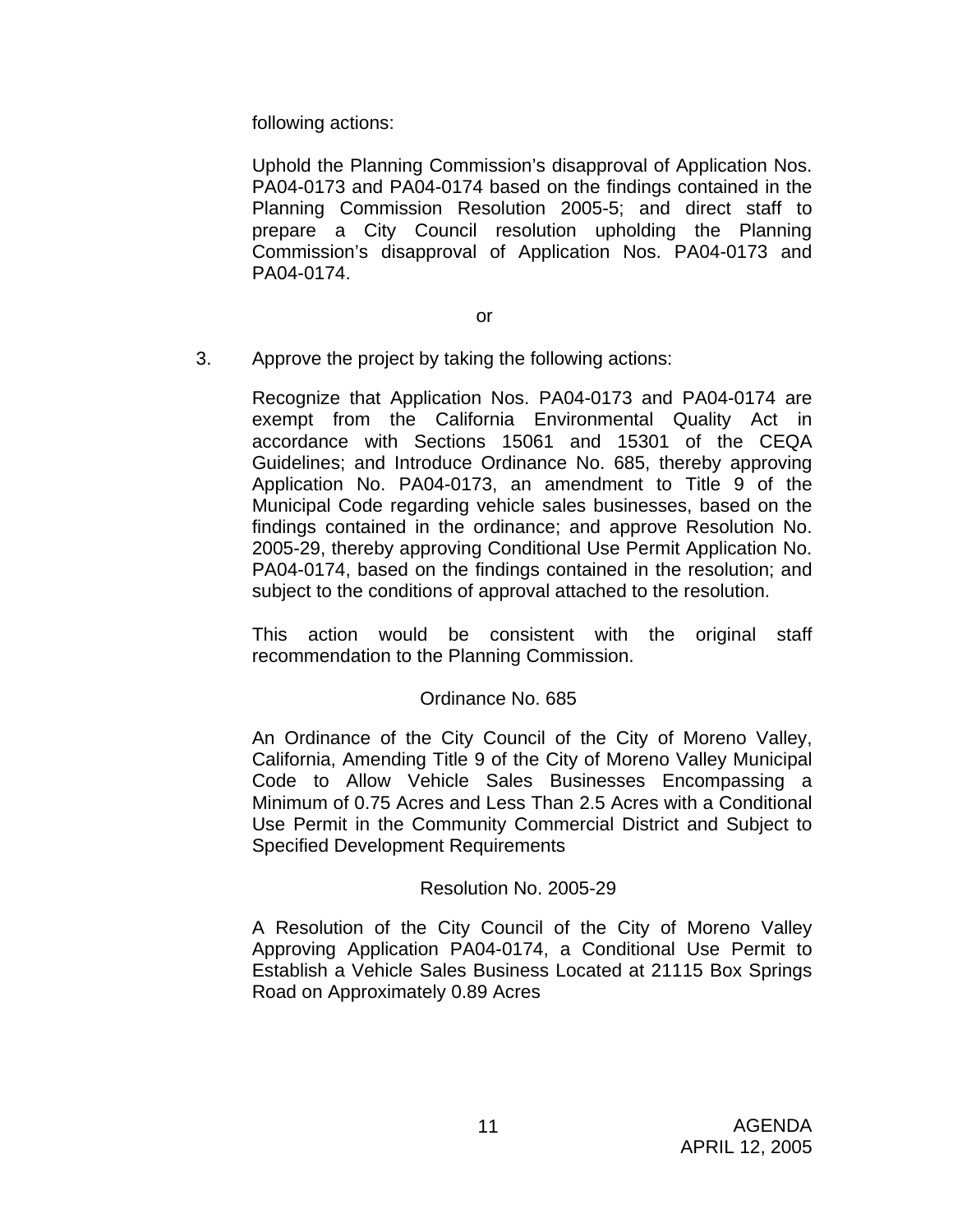following actions:

Uphold the Planning Commission's disapproval of Application Nos. PA04-0173 and PA04-0174 based on the findings contained in the Planning Commission Resolution 2005-5; and direct staff to prepare a City Council resolution upholding the Planning Commission's disapproval of Application Nos. PA04-0173 and PA04-0174.

or

3. Approve the project by taking the following actions:

   Recognize that Application Nos. PA04-0173 and PA04-0174 are exempt from the California Environmental Quality Act in accordance with Sections 15061 and 15301 of the CEQA Guidelines; and Introduce Ordinance No. 685, thereby approving Application No. PA04-0173, an amendment to Title 9 of the Municipal Code regarding vehicle sales businesses, based on the findings contained in the ordinance; and approve Resolution No. 2005-29, thereby approving Conditional Use Permit Application No. PA04-0174, based on the findings contained in the resolution; and subject to the conditions of approval attached to the resolution.

   This action would be consistent with the original staff recommendation to the Planning Commission.

Ordinance No. 685

An Ordinance of the City Council of the City of Moreno Valley, California, Amending Title 9 of the City of Moreno Valley Municipal Code to Allow Vehicle Sales Businesses Encompassing a Minimum of 0.75 Acres and Less Than 2.5 Acres with a Conditional Use Permit in the Community Commercial District and Subject to Specified Development Requirements

Resolution No. 2005-29

A Resolution of the City Council of the City of Moreno Valley Approving Application PA04-0174, a Conditional Use Permit to Establish a Vehicle Sales Business Located at 21115 Box Springs Road on Approximately 0.89 Acres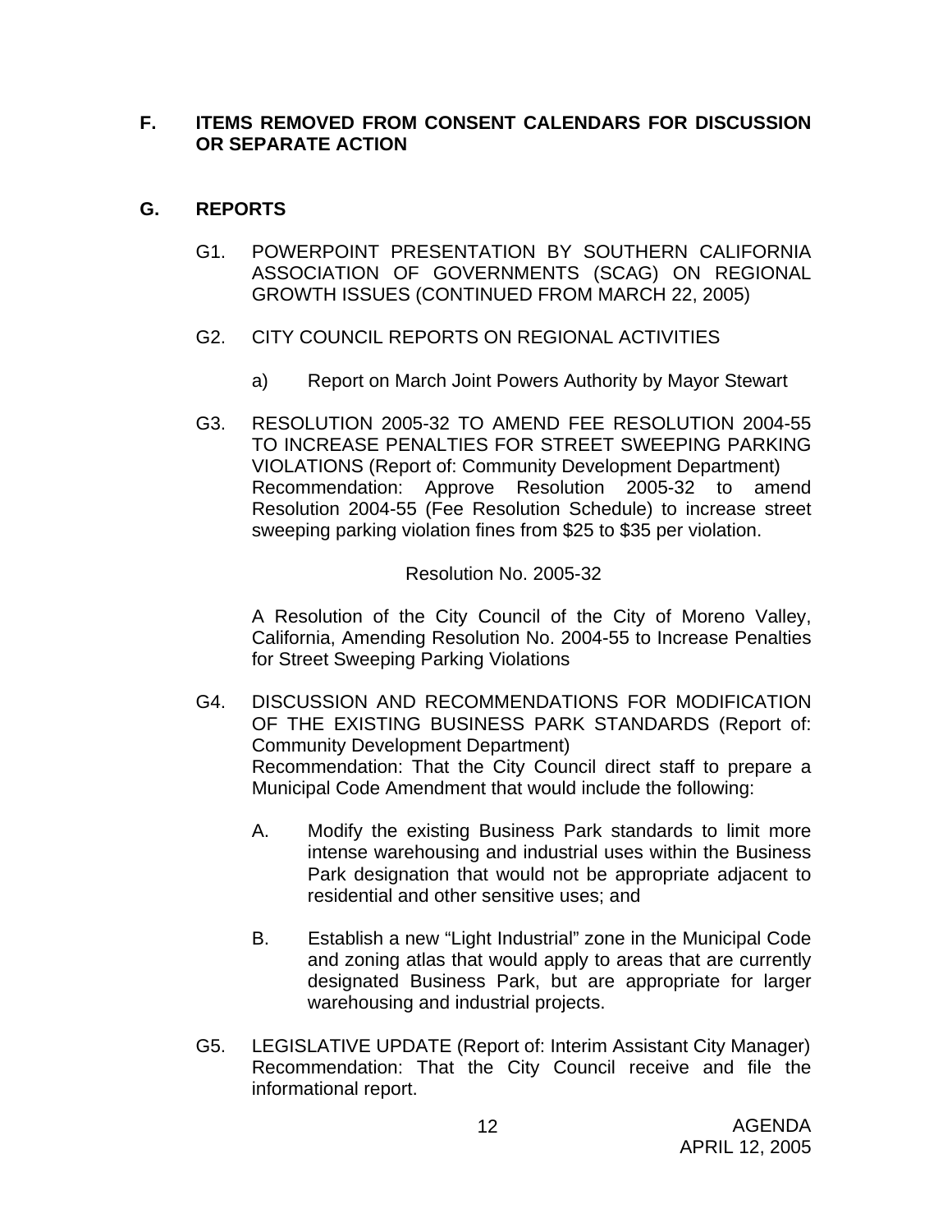## F. ITEMS REMOVED FROM CONSENT CALENDARS FOR DISCUSSION OR SEPARATE ACTION

## G. REPORTS

G1. POWERPOINT PRESENTATION BY SOUTHERN CALIFORNIA ASSOCIATION OF GOVERNMENTS (SCAG) ON REGIONAL GROWTH ISSUES (CONTINUED FROM MARCH 22, 2005)

G2. CITY COUNCIL REPORTS ON REGIONAL ACTIVITIES

a) Report on March Joint Powers Authority by Mayor Stewart

G3. RESOLUTION 2005-32 TO AMEND FEE RESOLUTION 2004-55 TO INCREASE PENALTIES FOR STREET SWEEPING PARKING VIOLATIONS (Report of: Community Development Department)
Recommendation: Approve Resolution 2005-32 to amend Resolution 2004-55 (Fee Resolution Schedule) to increase street sweeping parking violation fines from $25 to $35 per violation.

Resolution No. 2005-32

A Resolution of the City Council of the City of Moreno Valley, California, Amending Resolution No. 2004-55 to Increase Penalties for Street Sweeping Parking Violations

G4. DISCUSSION AND RECOMMENDATIONS FOR MODIFICATION OF THE EXISTING BUSINESS PARK STANDARDS (Report of: Community Development Department)
Recommendation: That the City Council direct staff to prepare a Municipal Code Amendment that would include the following:

A. Modify the existing Business Park standards to limit more intense warehousing and industrial uses within the Business Park designation that would not be appropriate adjacent to residential and other sensitive uses; and

B. Establish a new "Light Industrial" zone in the Municipal Code and zoning atlas that would apply to areas that are currently designated Business Park, but are appropriate for larger warehousing and industrial projects.

G5. LEGISLATIVE UPDATE (Report of: Interim Assistant City Manager)
Recommendation: That the City Council receive and file the informational report.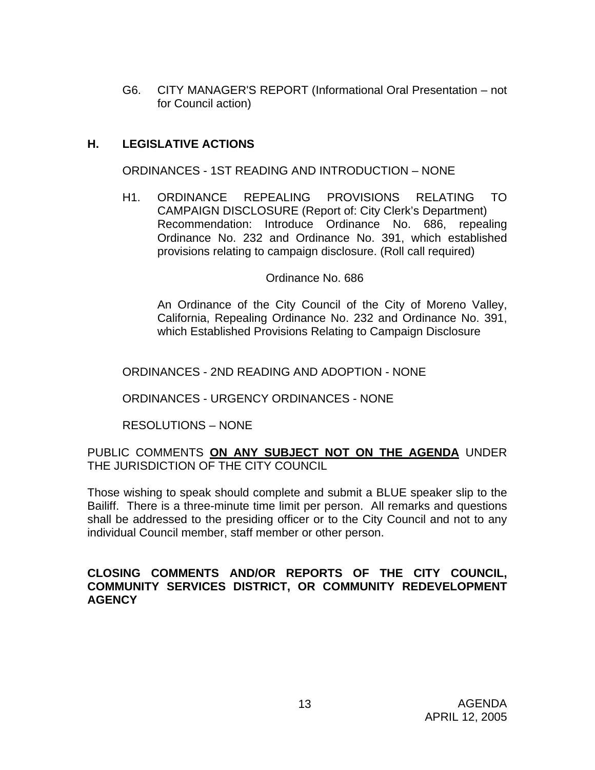G6. CITY MANAGER'S REPORT (Informational Oral Presentation – not for Council action)

## H. LEGISLATIVE ACTIONS

ORDINANCES - 1ST READING AND INTRODUCTION – NONE

H1. ORDINANCE REPEALING PROVISIONS RELATING TO CAMPAIGN DISCLOSURE (Report of: City Clerk's Department)
Recommendation: Introduce Ordinance No. 686, repealing Ordinance No. 232 and Ordinance No. 391, which established provisions relating to campaign disclosure. (Roll call required)

Ordinance No. 686

An Ordinance of the City Council of the City of Moreno Valley, California, Repealing Ordinance No. 232 and Ordinance No. 391, which Established Provisions Relating to Campaign Disclosure

ORDINANCES - 2ND READING AND ADOPTION - NONE

ORDINANCES - URGENCY ORDINANCES - NONE

RESOLUTIONS – NONE

PUBLIC COMMENTS **ON ANY SUBJECT NOT ON THE AGENDA** UNDER THE JURISDICTION OF THE CITY COUNCIL

Those wishing to speak should complete and submit a BLUE speaker slip to the Bailiff. There is a three-minute time limit per person. All remarks and questions shall be addressed to the presiding officer or to the City Council and not to any individual Council member, staff member or other person.

**CLOSING COMMENTS AND/OR REPORTS OF THE CITY COUNCIL, COMMUNITY SERVICES DISTRICT, OR COMMUNITY REDEVELOPMENT AGENCY**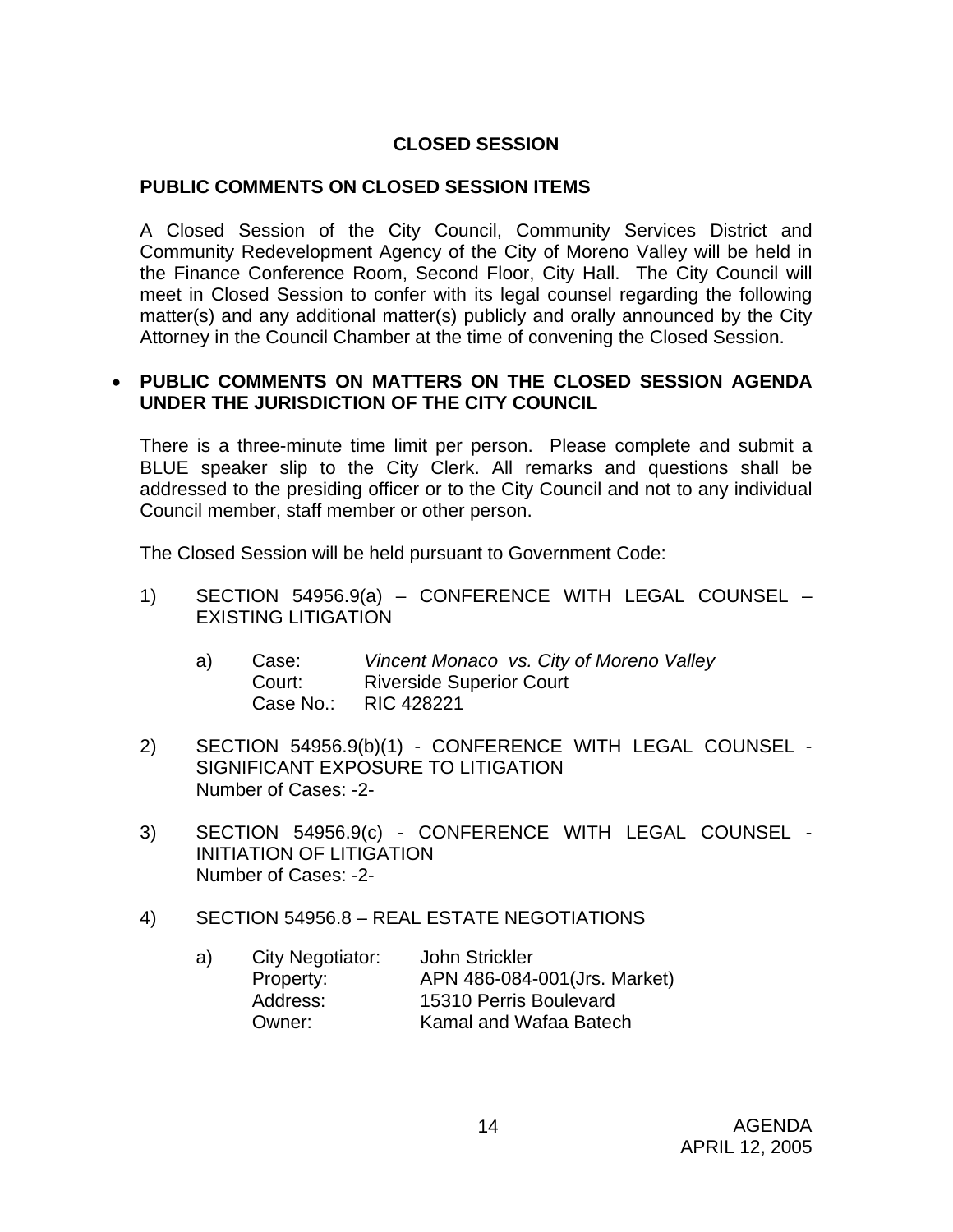## CLOSED SESSION

### PUBLIC COMMENTS ON CLOSED SESSION ITEMS

A Closed Session of the City Council, Community Services District and Community Redevelopment Agency of the City of Moreno Valley will be held in the Finance Conference Room, Second Floor, City Hall. The City Council will meet in Closed Session to confer with its legal counsel regarding the following matter(s) and any additional matter(s) publicly and orally announced by the City Attorney in the Council Chamber at the time of convening the Closed Session.

- **PUBLIC COMMENTS ON MATTERS ON THE CLOSED SESSION AGENDA UNDER THE JURISDICTION OF THE CITY COUNCIL**

There is a three-minute time limit per person. Please complete and submit a BLUE speaker slip to the City Clerk. All remarks and questions shall be addressed to the presiding officer or to the City Council and not to any individual Council member, staff member or other person.

The Closed Session will be held pursuant to Government Code:

1) SECTION 54956.9(a) – CONFERENCE WITH LEGAL COUNSEL – EXISTING LITIGATION

   a) Case: *Vincent Monaco vs. City of Moreno Valley*
      Court: Riverside Superior Court
      Case No.: RIC 428221

2) SECTION 54956.9(b)(1) - CONFERENCE WITH LEGAL COUNSEL - SIGNIFICANT EXPOSURE TO LITIGATION
   Number of Cases: -2-

3) SECTION 54956.9(c) - CONFERENCE WITH LEGAL COUNSEL - INITIATION OF LITIGATION
   Number of Cases: -2-

4) SECTION 54956.8 – REAL ESTATE NEGOTIATIONS

   a) City Negotiator: John Strickler
      Property: APN 486-084-001(Jrs. Market)
      Address: 15310 Perris Boulevard
      Owner: Kamal and Wafaa Batech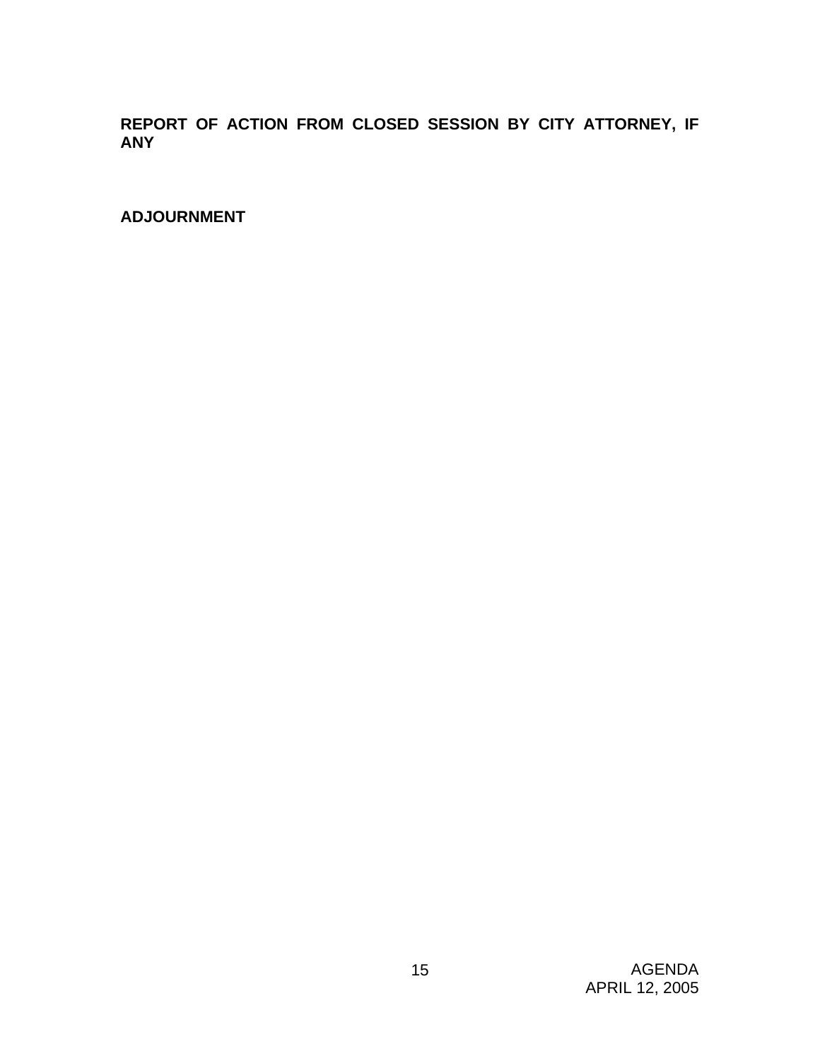**REPORT OF ACTION FROM CLOSED SESSION BY CITY ATTORNEY, IF ANY**

**ADJOURNMENT**